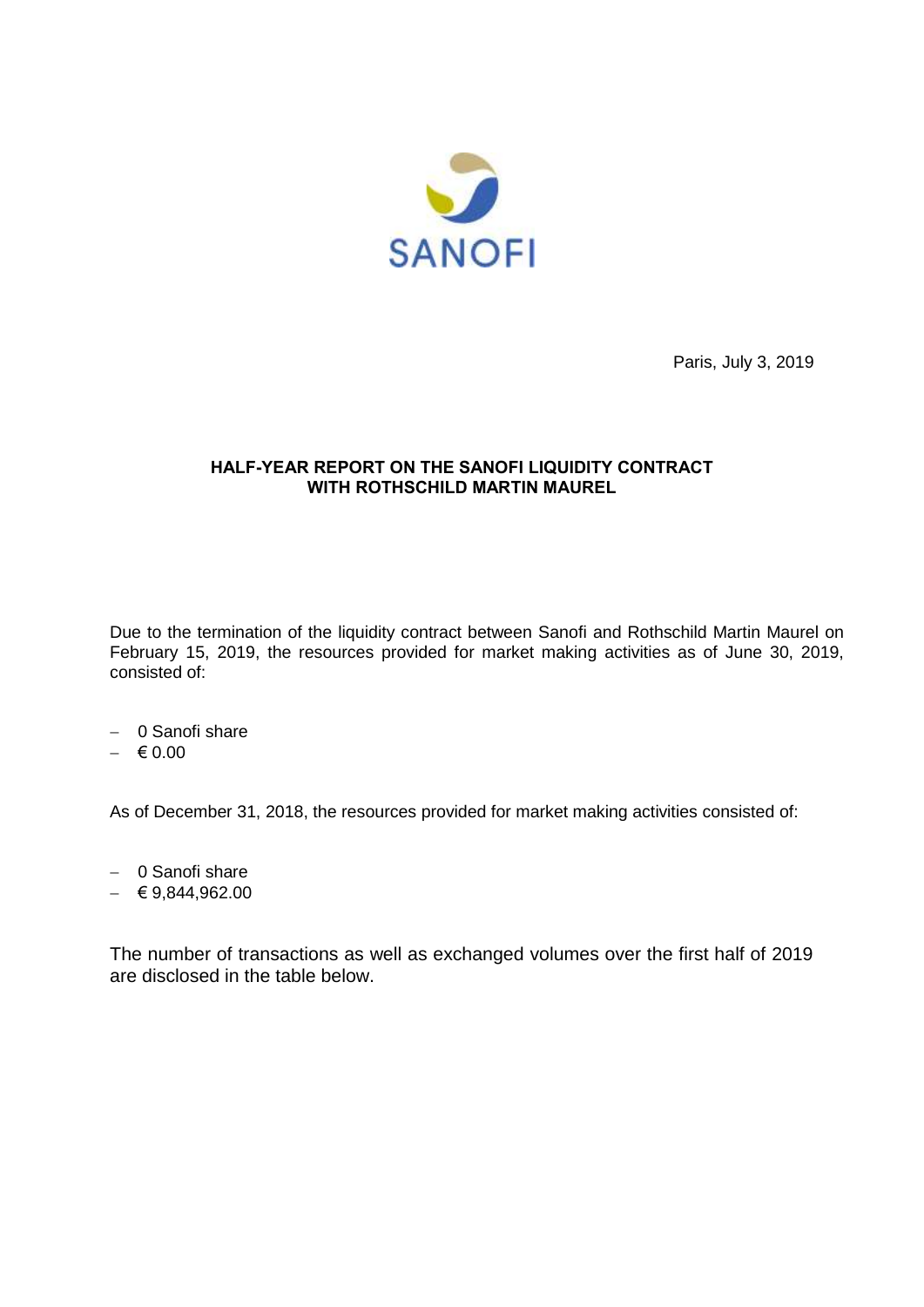SANOFI

Paris, July 3, 2019

**HALF-YEAR REPORT ON THE SANOFI LIQUIDITY CONTRACT WITH ROTHSCHILD MARTIN MAUREL**

Due to the termination of the liquidity contract between Sanofi and Rothschild Martin Maurel on February 15, 2019, the resources provided for market making activities as of June 30, 2019, consisted of:

- 0 Sanofi share
- € 0.00

As of December 31, 2018, the resources provided for market making activities consisted of:

- 0 Sanofi share
- € 9,844,962.00

The number of transactions as well as exchanged volumes over the first half of 2019 are disclosed in the table below.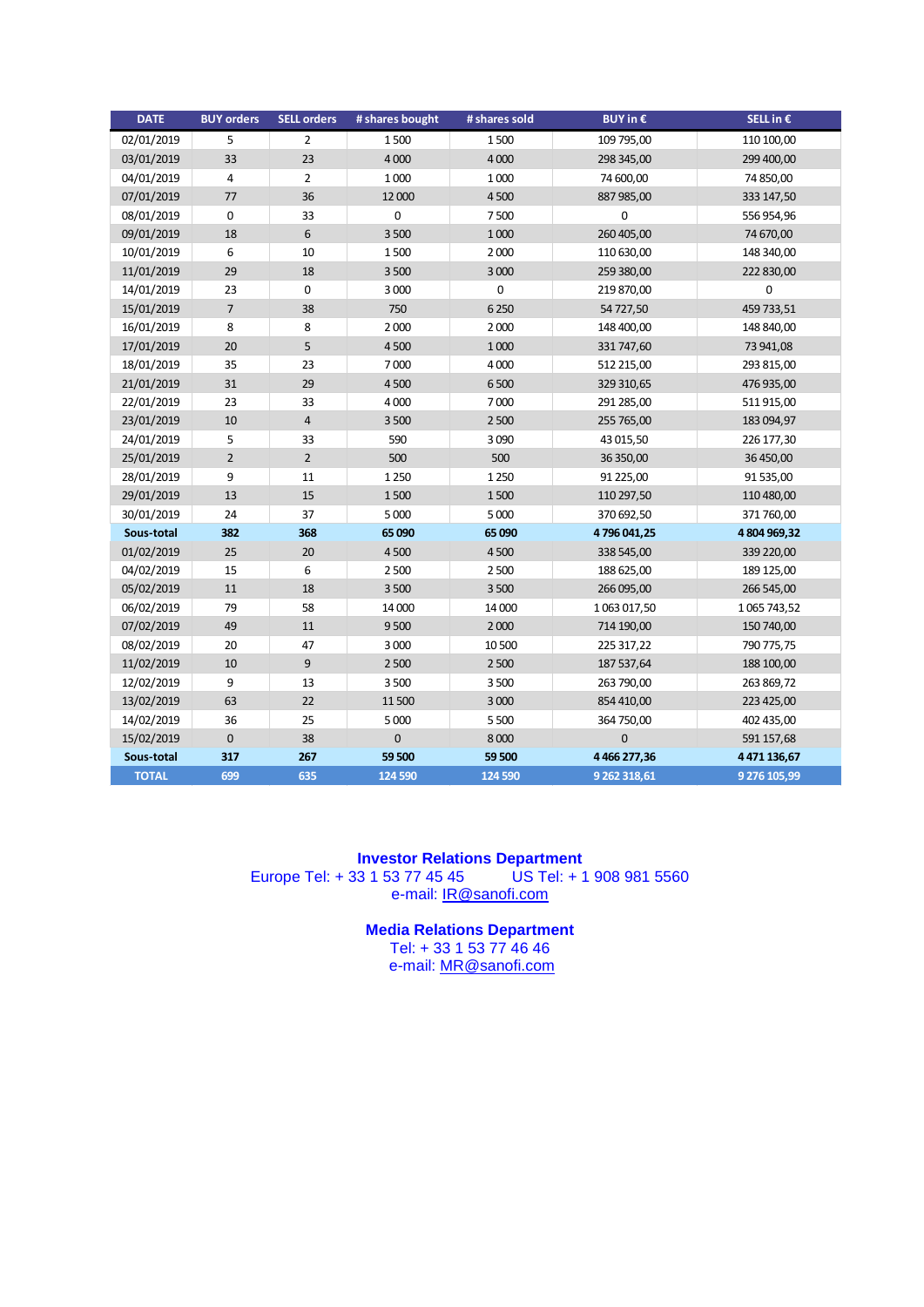| DATE | BUY orders | SELL orders | # shares bought | # shares sold | BUY in € | SELL in € |
|---|---|---|---|---|---|---|
| 02/01/2019 | 5 | 2 | 1 500 | 1 500 | 109 795,00 | 110 100,00 |
| 03/01/2019 | 33 | 23 | 4 000 | 4 000 | 298 345,00 | 299 400,00 |
| 04/01/2019 | 4 | 2 | 1 000 | 1 000 | 74 600,00 | 74 850,00 |
| 07/01/2019 | 77 | 36 | 12 000 | 4 500 | 887 985,00 | 333 147,50 |
| 08/01/2019 | 0 | 33 | 0 | 7 500 | 0 | 556 954,96 |
| 09/01/2019 | 18 | 6 | 3 500 | 1 000 | 260 405,00 | 74 670,00 |
| 10/01/2019 | 6 | 10 | 1 500 | 2 000 | 110 630,00 | 148 340,00 |
| 11/01/2019 | 29 | 18 | 3 500 | 3 000 | 259 380,00 | 222 830,00 |
| 14/01/2019 | 23 | 0 | 3 000 | 0 | 219 870,00 | 0 |
| 15/01/2019 | 7 | 38 | 750 | 6 250 | 54 727,50 | 459 733,51 |
| 16/01/2019 | 8 | 8 | 2 000 | 2 000 | 148 400,00 | 148 840,00 |
| 17/01/2019 | 20 | 5 | 4 500 | 1 000 | 331 747,60 | 73 941,08 |
| 18/01/2019 | 35 | 23 | 7 000 | 4 000 | 512 215,00 | 293 815,00 |
| 21/01/2019 | 31 | 29 | 4 500 | 6 500 | 329 310,65 | 476 935,00 |
| 22/01/2019 | 23 | 33 | 4 000 | 7 000 | 291 285,00 | 511 915,00 |
| 23/01/2019 | 10 | 4 | 3 500 | 2 500 | 255 765,00 | 183 094,97 |
| 24/01/2019 | 5 | 33 | 590 | 3 090 | 43 015,50 | 226 177,30 |
| 25/01/2019 | 2 | 2 | 500 | 500 | 36 350,00 | 36 450,00 |
| 28/01/2019 | 9 | 11 | 1 250 | 1 250 | 91 225,00 | 91 535,00 |
| 29/01/2019 | 13 | 15 | 1 500 | 1 500 | 110 297,50 | 110 480,00 |
| 30/01/2019 | 24 | 37 | 5 000 | 5 000 | 370 692,50 | 371 760,00 |
| **Sous-total** | **382** | **368** | **65 090** | **65 090** | **4 796 041,25** | **4 804 969,32** |
| 01/02/2019 | 25 | 20 | 4 500 | 4 500 | 338 545,00 | 339 220,00 |
| 04/02/2019 | 15 | 6 | 2 500 | 2 500 | 188 625,00 | 189 125,00 |
| 05/02/2019 | 11 | 18 | 3 500 | 3 500 | 266 095,00 | 266 545,00 |
| 06/02/2019 | 79 | 58 | 14 000 | 14 000 | 1 063 017,50 | 1 065 743,52 |
| 07/02/2019 | 49 | 11 | 9 500 | 2 000 | 714 190,00 | 150 740,00 |
| 08/02/2019 | 20 | 47 | 3 000 | 10 500 | 225 317,22 | 790 775,75 |
| 11/02/2019 | 10 | 9 | 2 500 | 2 500 | 187 537,64 | 188 100,00 |
| 12/02/2019 | 9 | 13 | 3 500 | 3 500 | 263 790,00 | 263 869,72 |
| 13/02/2019 | 63 | 22 | 11 500 | 3 000 | 854 410,00 | 223 425,00 |
| 14/02/2019 | 36 | 25 | 5 000 | 5 500 | 364 750,00 | 402 435,00 |
| 15/02/2019 | 0 | 38 | 0 | 8 000 | 0 | 591 157,68 |
| **Sous-total** | **317** | **267** | **59 500** | **59 500** | **4 466 277,36** | **4 471 136,67** |
| **TOTAL** | **699** | **635** | **124 590** | **124 590** | **9 262 318,61** | **9 276 105,99** |

**Investor Relations Department**
Europe Tel: + 33 1 53 77 45 45 US Tel: + 1 908 981 5560
e-mail: IR@sanofi.com

**Media Relations Department**
Tel: + 33 1 53 77 46 46
e-mail: MR@sanofi.com